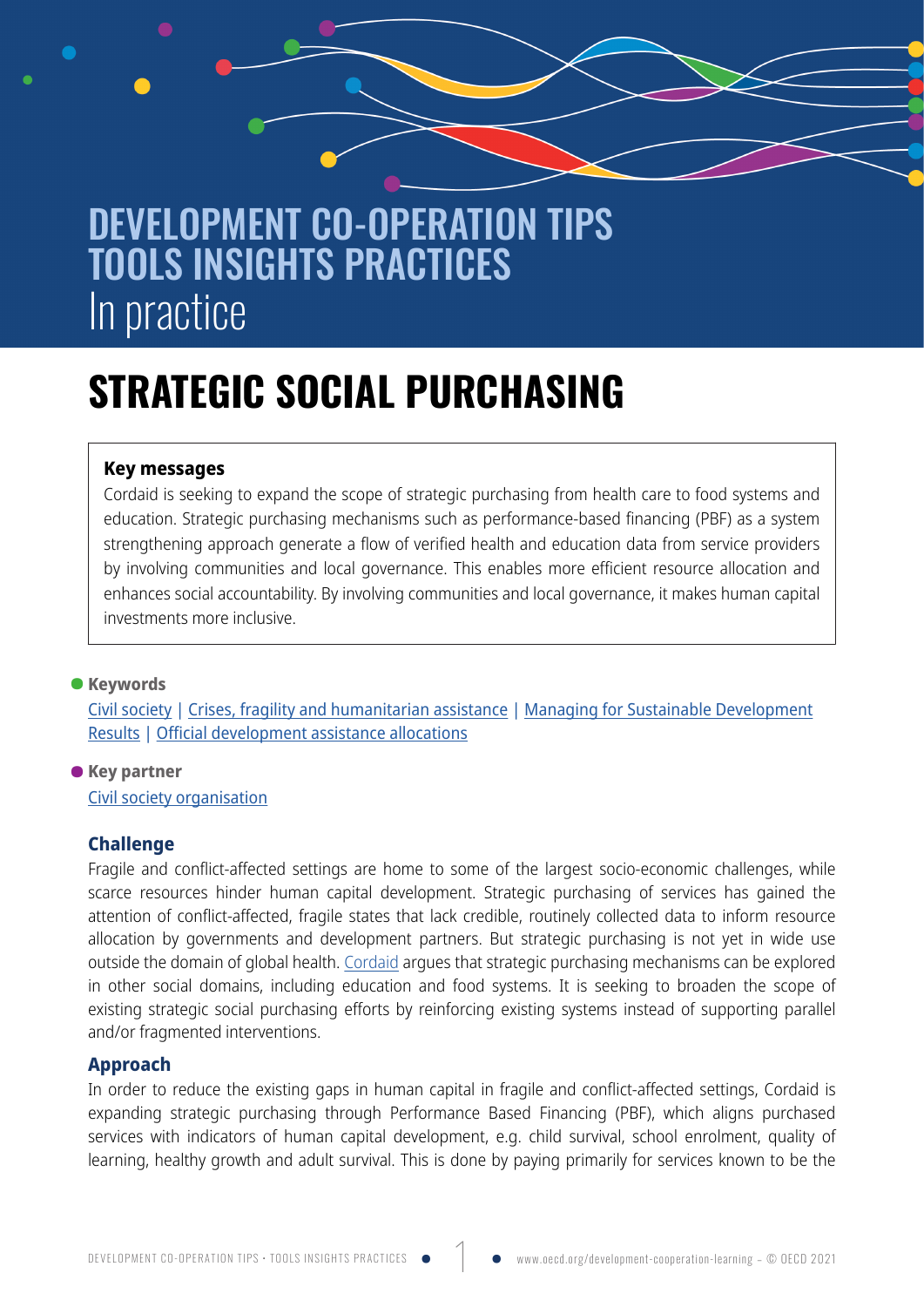DEVELOPMENT CO-OPERATION TIPS
TOOLS INSIGHTS PRACTICES
In practice

# STRATEGIC SOCIAL PURCHASING

**Key messages**

Cordaid is seeking to expand the scope of strategic purchasing from health care to food systems and education. Strategic purchasing mechanisms such as performance-based financing (PBF) as a system strengthening approach generate a flow of verified health and education data from service providers by involving communities and local governance. This enables more efficient resource allocation and enhances social accountability. By involving communities and local governance, it makes human capital investments more inclusive.

**Keywords**

Civil society | Crises, fragility and humanitarian assistance | Managing for Sustainable Development Results | Official development assistance allocations

**Key partner**

Civil society organisation

## Challenge

Fragile and conflict-affected settings are home to some of the largest socio-economic challenges, while scarce resources hinder human capital development. Strategic purchasing of services has gained the attention of conflict-affected, fragile states that lack credible, routinely collected data to inform resource allocation by governments and development partners. But strategic purchasing is not yet in wide use outside the domain of global health. Cordaid argues that strategic purchasing mechanisms can be explored in other social domains, including education and food systems. It is seeking to broaden the scope of existing strategic social purchasing efforts by reinforcing existing systems instead of supporting parallel and/or fragmented interventions.

## Approach

In order to reduce the existing gaps in human capital in fragile and conflict-affected settings, Cordaid is expanding strategic purchasing through Performance Based Financing (PBF), which aligns purchased services with indicators of human capital development, e.g. child survival, school enrolment, quality of learning, healthy growth and adult survival. This is done by paying primarily for services known to be the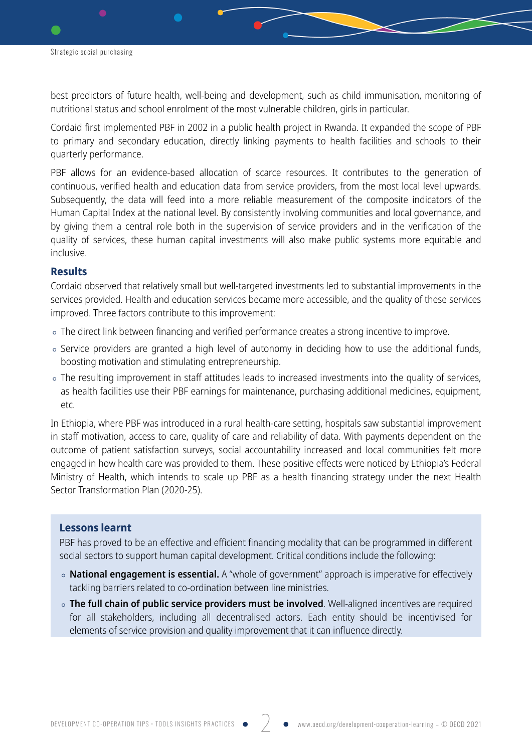best predictors of future health, well-being and development, such as child immunisation, monitoring of nutritional status and school enrolment of the most vulnerable children, girls in particular.

Cordaid first implemented PBF in 2002 in a public health project in Rwanda. It expanded the scope of PBF to primary and secondary education, directly linking payments to health facilities and schools to their quarterly performance.

PBF allows for an evidence-based allocation of scarce resources. It contributes to the generation of continuous, verified health and education data from service providers, from the most local level upwards. Subsequently, the data will feed into a more reliable measurement of the composite indicators of the Human Capital Index at the national level. By consistently involving communities and local governance, and by giving them a central role both in the supervision of service providers and in the verification of the quality of services, these human capital investments will also make public systems more equitable and inclusive.

## Results

Cordaid observed that relatively small but well-targeted investments led to substantial improvements in the services provided. Health and education services became more accessible, and the quality of these services improved. Three factors contribute to this improvement:

- The direct link between financing and verified performance creates a strong incentive to improve.
- Service providers are granted a high level of autonomy in deciding how to use the additional funds, boosting motivation and stimulating entrepreneurship.
- The resulting improvement in staff attitudes leads to increased investments into the quality of services, as health facilities use their PBF earnings for maintenance, purchasing additional medicines, equipment, etc.

In Ethiopia, where PBF was introduced in a rural health-care setting, hospitals saw substantial improvement in staff motivation, access to care, quality of care and reliability of data. With payments dependent on the outcome of patient satisfaction surveys, social accountability increased and local communities felt more engaged in how health care was provided to them. These positive effects were noticed by Ethiopia's Federal Ministry of Health, which intends to scale up PBF as a health financing strategy under the next Health Sector Transformation Plan (2020-25).

## Lessons learnt

PBF has proved to be an effective and efficient financing modality that can be programmed in different social sectors to support human capital development. Critical conditions include the following:

- **National engagement is essential.** A "whole of government" approach is imperative for effectively tackling barriers related to co-ordination between line ministries.
- **The full chain of public service providers must be involved**. Well-aligned incentives are required for all stakeholders, including all decentralised actors. Each entity should be incentivised for elements of service provision and quality improvement that it can influence directly.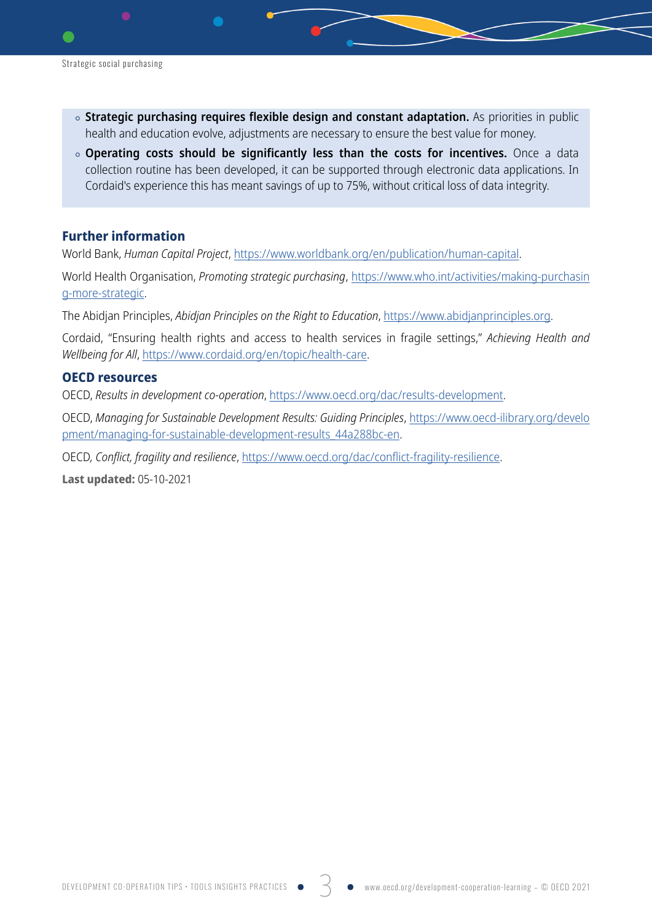- **Strategic purchasing requires flexible design and constant adaptation.** As priorities in public health and education evolve, adjustments are necessary to ensure the best value for money.
- **Operating costs should be significantly less than the costs for incentives.** Once a data collection routine has been developed, it can be supported through electronic data applications. In Cordaid's experience this has meant savings of up to 75%, without critical loss of data integrity.

## Further information

World Bank, *Human Capital Project*, https://www.worldbank.org/en/publication/human-capital.

World Health Organisation, *Promoting strategic purchasing*, https://www.who.int/activities/making-purchasing-more-strategic.

The Abidjan Principles, *Abidjan Principles on the Right to Education*, https://www.abidjanprinciples.org.

Cordaid, "Ensuring health rights and access to health services in fragile settings," *Achieving Health and Wellbeing for All*, https://www.cordaid.org/en/topic/health-care.

## OECD resources

OECD, *Results in development co-operation*, https://www.oecd.org/dac/results-development.

OECD, *Managing for Sustainable Development Results: Guiding Principles*, https://www.oecd-ilibrary.org/development/managing-for-sustainable-development-results_44a288bc-en.

OECD, *Conflict, fragility and resilience*, https://www.oecd.org/dac/conflict-fragility-resilience.

**Last updated:** 05-10-2021